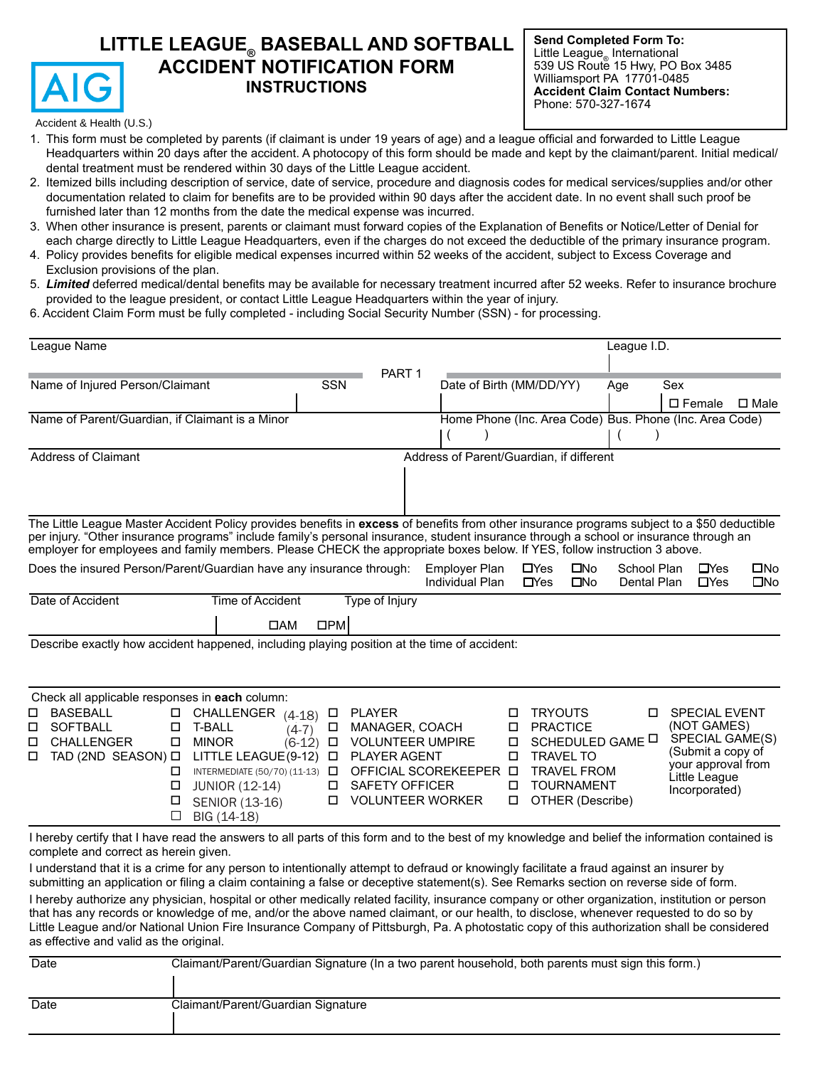# LITTLE LEAGUE® BASEBALL AND SOFTBALL ACCIDENT NOTIFICATION FORM

## INSTRUCTIONS

AIG

Accident & Health (U.S.)

**Send Completed Form To:**
Little League® International
539 US Route 15 Hwy, PO Box 3485
Williamsport PA 17701-0485
**Accident Claim Contact Numbers:**
Phone: 570-327-1674

1. This form must be completed by parents (if claimant is under 19 years of age) and a league official and forwarded to Little League Headquarters within 20 days after the accident. A photocopy of this form should be made and kept by the claimant/parent. Initial medical/dental treatment must be rendered within 30 days of the Little League accident.
2. Itemized bills including description of service, date of service, procedure and diagnosis codes for medical services/supplies and/or other documentation related to claim for benefits are to be provided within 90 days after the accident date. In no event shall such proof be furnished later than 12 months from the date the medical expense was incurred.
3. When other insurance is present, parents or claimant must forward copies of the Explanation of Benefits or Notice/Letter of Denial for each charge directly to Little League Headquarters, even if the charges do not exceed the deductible of the primary insurance program.
4. Policy provides benefits for eligible medical expenses incurred within 52 weeks of the accident, subject to Excess Coverage and Exclusion provisions of the plan.
5. ***Limited*** deferred medical/dental benefits may be available for necessary treatment incurred after 52 weeks. Refer to insurance brochure provided to the league president, or contact Little League Headquarters within the year of injury.
6. Accident Claim Form must be fully completed - including Social Security Number (SSN) - for processing.

| League Name | League I.D. |
|---|---|
| | |

PART 1

| Name of Injured Person/Claimant | SSN | Date of Birth (MM/DD/YY) | Age | Sex |
|---|---|---|---|---|
| | | | | ☐ Female ☐ Male |

| Name of Parent/Guardian, if Claimant is a Minor | Home Phone (Inc. Area Code) | Bus. Phone (Inc. Area Code) |
|---|---|---|
| | ( ) | ( ) |

| Address of Claimant | Address of Parent/Guardian, if different |
|---|---|
| | |

The Little League Master Accident Policy provides benefits in **excess** of benefits from other insurance programs subject to a $50 deductible per injury. "Other insurance programs" include family's personal insurance, student insurance through a school or insurance through an employer for employees and family members. Please CHECK the appropriate boxes below. If YES, follow instruction 3 above.

Does the insured Person/Parent/Guardian have any insurance through:

| | | | | | |
|---|---|---|---|---|---|
| Employer Plan | ☐Yes | ☐No | School Plan | ☐Yes | ☐No |
| Individual Plan | ☐Yes | ☐No | Dental Plan | ☐Yes | ☐No |

| Date of Accident | Time of Accident | Type of Injury |
|---|---|---|
| | ☐AM ☐PM | |

Describe exactly how accident happened, including playing position at the time of accident:

Check all applicable responses in **each** column:

| | | | | |
|---|---|---|---|---|
| ☐ BASEBALL | ☐ CHALLENGER (4-18) | ☐ PLAYER | ☐ TRYOUTS | ☐ SPECIAL EVENT (NOT GAMES) |
| ☐ SOFTBALL | ☐ T-BALL (4-7) | ☐ MANAGER, COACH | ☐ PRACTICE | ☐ SPECIAL GAME(S) (Submit a copy of your approval from Little League Incorporated) |
| ☐ CHALLENGER | ☐ MINOR (6-12) | ☐ VOLUNTEER UMPIRE | ☐ SCHEDULED GAME | |
| ☐ TAD (2ND SEASON) | ☐ LITTLE LEAGUE (9-12) | ☐ PLAYER AGENT | ☐ TRAVEL TO | |
| | ☐ INTERMEDIATE (50/70) (11-13) | ☐ OFFICIAL SCOREKEEPER | ☐ TRAVEL FROM | |
| | ☐ JUNIOR (12-14) | ☐ SAFETY OFFICER | ☐ TOURNAMENT | |
| | ☐ SENIOR (13-16) | ☐ VOLUNTEER WORKER | ☐ OTHER (Describe) | |
| | ☐ BIG (14-18) | | | |

I hereby certify that I have read the answers to all parts of this form and to the best of my knowledge and belief the information contained is complete and correct as herein given.

I understand that it is a crime for any person to intentionally attempt to defraud or knowingly facilitate a fraud against an insurer by submitting an application or filing a claim containing a false or deceptive statement(s). See Remarks section on reverse side of form.

I hereby authorize any physician, hospital or other medically related facility, insurance company or other organization, institution or person that has any records or knowledge of me, and/or the above named claimant, or our health, to disclose, whenever requested to do so by Little League and/or National Union Fire Insurance Company of Pittsburgh, Pa. A photostatic copy of this authorization shall be considered as effective and valid as the original.

| Date | Claimant/Parent/Guardian Signature (In a two parent household, both parents must sign this form.) |
|---|---|
| | |

| Date | Claimant/Parent/Guardian Signature |
|---|---|
| | |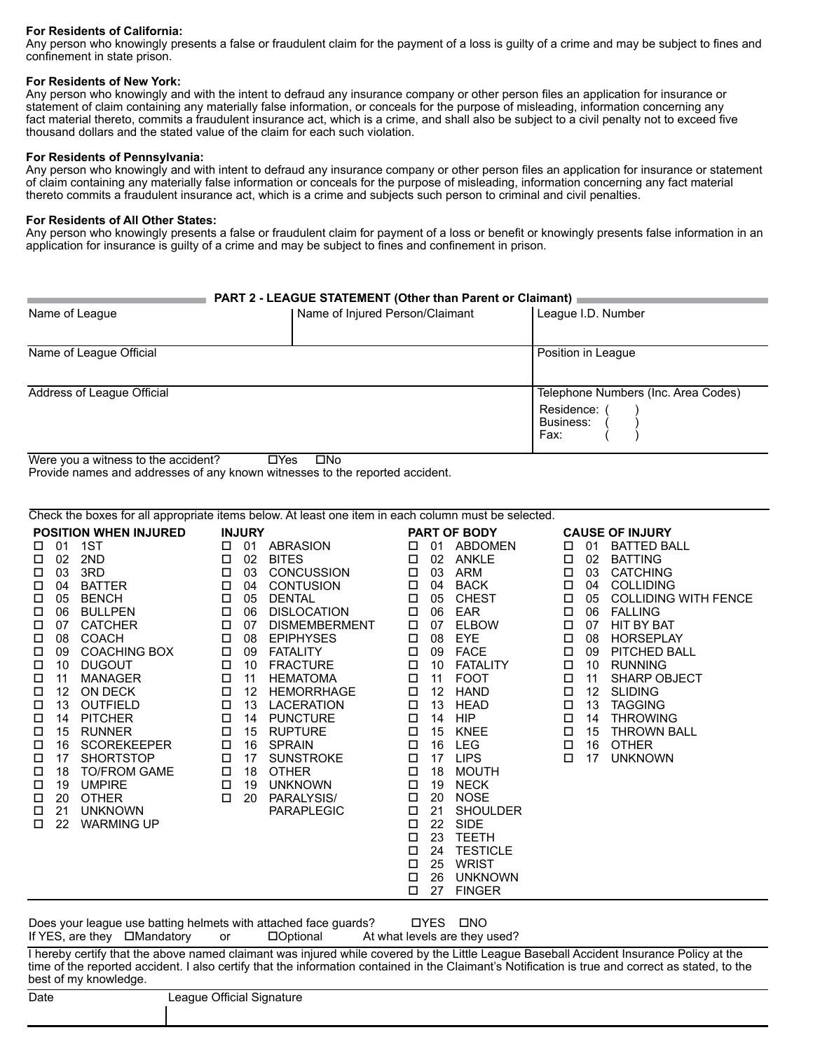**For Residents of California:**
Any person who knowingly presents a false or fraudulent claim for the payment of a loss is guilty of a crime and may be subject to fines and confinement in state prison.

**For Residents of New York:**
Any person who knowingly and with the intent to defraud any insurance company or other person files an application for insurance or statement of claim containing any materially false information, or conceals for the purpose of misleading, information concerning any fact material thereto, commits a fraudulent insurance act, which is a crime, and shall also be subject to a civil penalty not to exceed five thousand dollars and the stated value of the claim for each such violation.

**For Residents of Pennsylvania:**
Any person who knowingly and with intent to defraud any insurance company or other person files an application for insurance or statement of claim containing any materially false information or conceals for the purpose of misleading, information concerning any fact material thereto commits a fraudulent insurance act, which is a crime and subjects such person to criminal and civil penalties.

**For Residents of All Other States:**
Any person who knowingly presents a false or fraudulent claim for payment of a loss or benefit or knowingly presents false information in an application for insurance is guilty of a crime and may be subject to fines and confinement in prison.

## PART 2 - LEAGUE STATEMENT (Other than Parent or Claimant)

| Name of League | Name of Injured Person/Claimant | League I.D. Number |
|---|---|---|
| Name of League Official | | Position in League |
| Address of League Official | | Telephone Numbers (Inc. Area Codes)<br>Residence: ( )<br>Business: ( )<br>Fax: ( ) |

Were you a witness to the accident? ☐Yes ☐No

Provide names and addresses of any known witnesses to the reported accident.

Check the boxes for all appropriate items below. At least one item in each column must be selected.

| POSITION WHEN INJURED | INJURY | PART OF BODY | CAUSE OF INJURY |
|---|---|---|---|
| ☐ 01 1ST | ☐ 01 ABRASION | ☐ 01 ABDOMEN | ☐ 01 BATTED BALL |
| ☐ 02 2ND | ☐ 02 BITES | ☐ 02 ANKLE | ☐ 02 BATTING |
| ☐ 03 3RD | ☐ 03 CONCUSSION | ☐ 03 ARM | ☐ 03 CATCHING |
| ☐ 04 BATTER | ☐ 04 CONTUSION | ☐ 04 BACK | ☐ 04 COLLIDING |
| ☐ 05 BENCH | ☐ 05 DENTAL | ☐ 05 CHEST | ☐ 05 COLLIDING WITH FENCE |
| ☐ 06 BULLPEN | ☐ 06 DISLOCATION | ☐ 06 EAR | ☐ 06 FALLING |
| ☐ 07 CATCHER | ☐ 07 DISMEMBERMENT | ☐ 07 ELBOW | ☐ 07 HIT BY BAT |
| ☐ 08 COACH | ☐ 08 EPIPHYSES | ☐ 08 EYE | ☐ 08 HORSEPLAY |
| ☐ 09 COACHING BOX | ☐ 09 FATALITY | ☐ 09 FACE | ☐ 09 PITCHED BALL |
| ☐ 10 DUGOUT | ☐ 10 FRACTURE | ☐ 10 FATALITY | ☐ 10 RUNNING |
| ☐ 11 MANAGER | ☐ 11 HEMATOMA | ☐ 11 FOOT | ☐ 11 SHARP OBJECT |
| ☐ 12 ON DECK | ☐ 12 HEMORRHAGE | ☐ 12 HAND | ☐ 12 SLIDING |
| ☐ 13 OUTFIELD | ☐ 13 LACERATION | ☐ 13 HEAD | ☐ 13 TAGGING |
| ☐ 14 PITCHER | ☐ 14 PUNCTURE | ☐ 14 HIP | ☐ 14 THROWING |
| ☐ 15 RUNNER | ☐ 15 RUPTURE | ☐ 15 KNEE | ☐ 15 THROWN BALL |
| ☐ 16 SCOREKEEPER | ☐ 16 SPRAIN | ☐ 16 LEG | ☐ 16 OTHER |
| ☐ 17 SHORTSTOP | ☐ 17 SUNSTROKE | ☐ 17 LIPS | ☐ 17 UNKNOWN |
| ☐ 18 TO/FROM GAME | ☐ 18 OTHER | ☐ 18 MOUTH | |
| ☐ 19 UMPIRE | ☐ 19 UNKNOWN | ☐ 19 NECK | |
| ☐ 20 OTHER | ☐ 20 PARALYSIS/ PARAPLEGIC | ☐ 20 NOSE | |
| ☐ 21 UNKNOWN | | ☐ 21 SHOULDER | |
| ☐ 22 WARMING UP | | ☐ 22 SIDE | |
| | | ☐ 23 TEETH | |
| | | ☐ 24 TESTICLE | |
| | | ☐ 25 WRIST | |
| | | ☐ 26 UNKNOWN | |
| | | ☐ 27 FINGER | |

Does your league use batting helmets with attached face guards? ☐YES ☐NO

If YES, are they ☐Mandatory or ☐Optional At what levels are they used?

I hereby certify that the above named claimant was injured while covered by the Little League Baseball Accident Insurance Policy at the time of the reported accident. I also certify that the information contained in the Claimant's Notification is true and correct as stated, to the best of my knowledge.

| Date | League Official Signature |
|---|---|
| | |